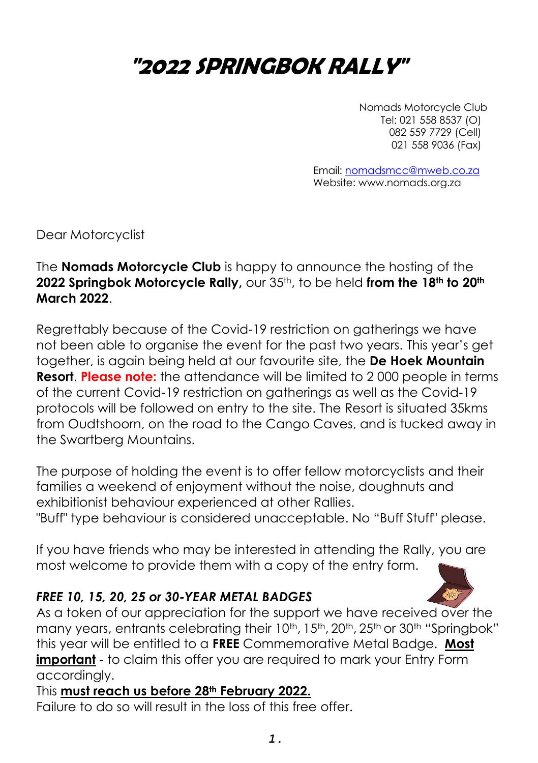# "2022 SPRINGBOK RALLY"

Nomads Motorcycle Club
Tel: 021 558 8537 (O)
082 559 7729 (Cell)
021 558 9036 (Fax)

Email: nomadsmcc@mweb.co.za
Website: www.nomads.org.za

Dear Motorcyclist

The **Nomads Motorcycle Club** is happy to announce the hosting of the **2022 Springbok Motorcycle Rally,** our 35th, to be held **from the 18th to 20th March 2022**.

Regrettably because of the Covid-19 restriction on gatherings we have not been able to organise the event for the past two years. This year's get together, is again being held at our favourite site, the **De Hoek Mountain Resort**. **Please note:** the attendance will be limited to 2 000 people in terms of the current Covid-19 restriction on gatherings as well as the Covid-19 protocols will be followed on entry to the site. The Resort is situated 35kms from Oudtshoorn, on the road to the Cango Caves, and is tucked away in the Swartberg Mountains.

The purpose of holding the event is to offer fellow motorcyclists and their families a weekend of enjoyment without the noise, doughnuts and exhibitionist behaviour experienced at other Rallies.
"Buff" type behaviour is considered unacceptable. No "Buff Stuff" please.

If you have friends who may be interested in attending the Rally, you are most welcome to provide them with a copy of the entry form.

***FREE 10, 15, 20, 25 or 30-YEAR METAL BADGES***

As a token of our appreciation for the support we have received over the many years, entrants celebrating their 10th, 15th, 20th, 25th or 30th "Springbok" this year will be entitled to a **FREE** Commemorative Metal Badge. **Most important** - to claim this offer you are required to mark your Entry Form accordingly.

This **must reach us before 28th February 2022.**

Failure to do so will result in the loss of this free offer.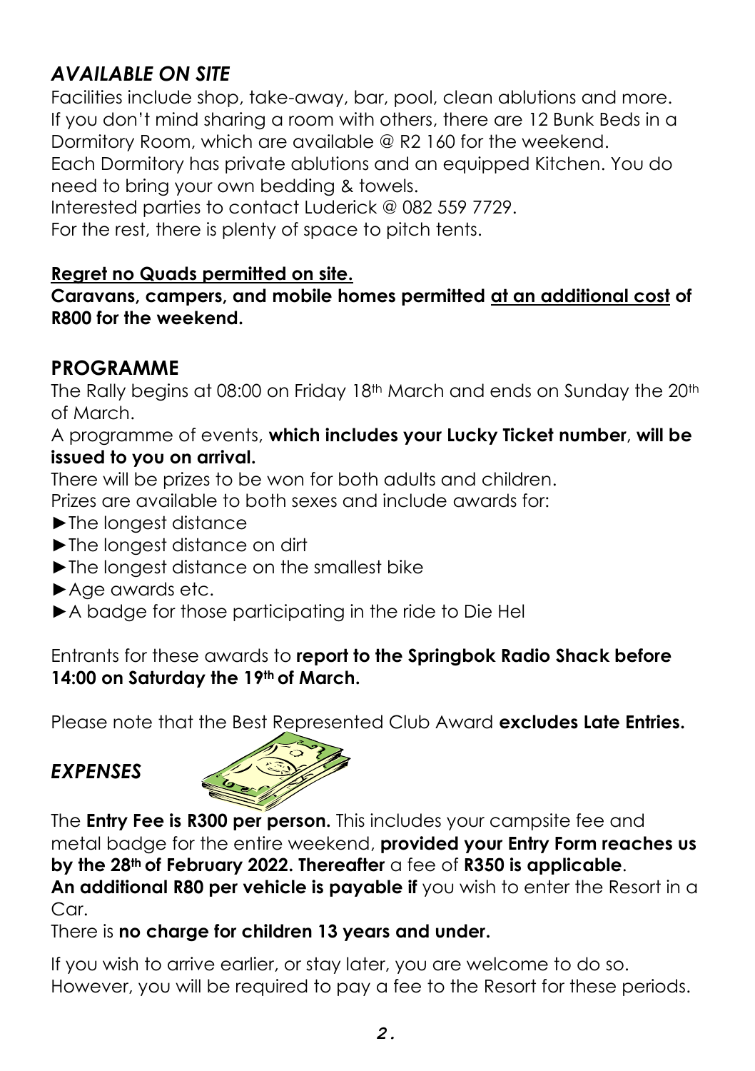## *AVAILABLE ON SITE*

Facilities include shop, take-away, bar, pool, clean ablutions and more. If you don't mind sharing a room with others, there are 12 Bunk Beds in a Dormitory Room, which are available @ R2 160 for the weekend.
Each Dormitory has private ablutions and an equipped Kitchen. You do need to bring your own bedding & towels.
Interested parties to contact Luderick @ 082 559 7729.
For the rest, there is plenty of space to pitch tents.

**Regret no Quads permitted on site.**
**Caravans, campers, and mobile homes permitted at an additional cost of R800 for the weekend.**

## PROGRAMME

The Rally begins at 08:00 on Friday 18th March and ends on Sunday the 20th of March.

A programme of events, **which includes your Lucky Ticket number**, **will be issued to you on arrival.**

There will be prizes to be won for both adults and children.
Prizes are available to both sexes and include awards for:

- ►The longest distance
- ►The longest distance on dirt
- ►The longest distance on the smallest bike
- ►Age awards etc.
- ►A badge for those participating in the ride to Die Hel

Entrants for these awards to **report to the Springbok Radio Shack before 14:00 on Saturday the 19th of March.**

Please note that the Best Represented Club Award **excludes Late Entries.**

## *EXPENSES*

The **Entry Fee is R300 per person.** This includes your campsite fee and metal badge for the entire weekend, **provided your Entry Form reaches us by the 28th of February 2022. Thereafter** a fee of **R350 is applicable**.
**An additional R80 per vehicle is payable if** you wish to enter the Resort in a Car.
There is **no charge for children 13 years and under.**

If you wish to arrive earlier, or stay later, you are welcome to do so. However, you will be required to pay a fee to the Resort for these periods.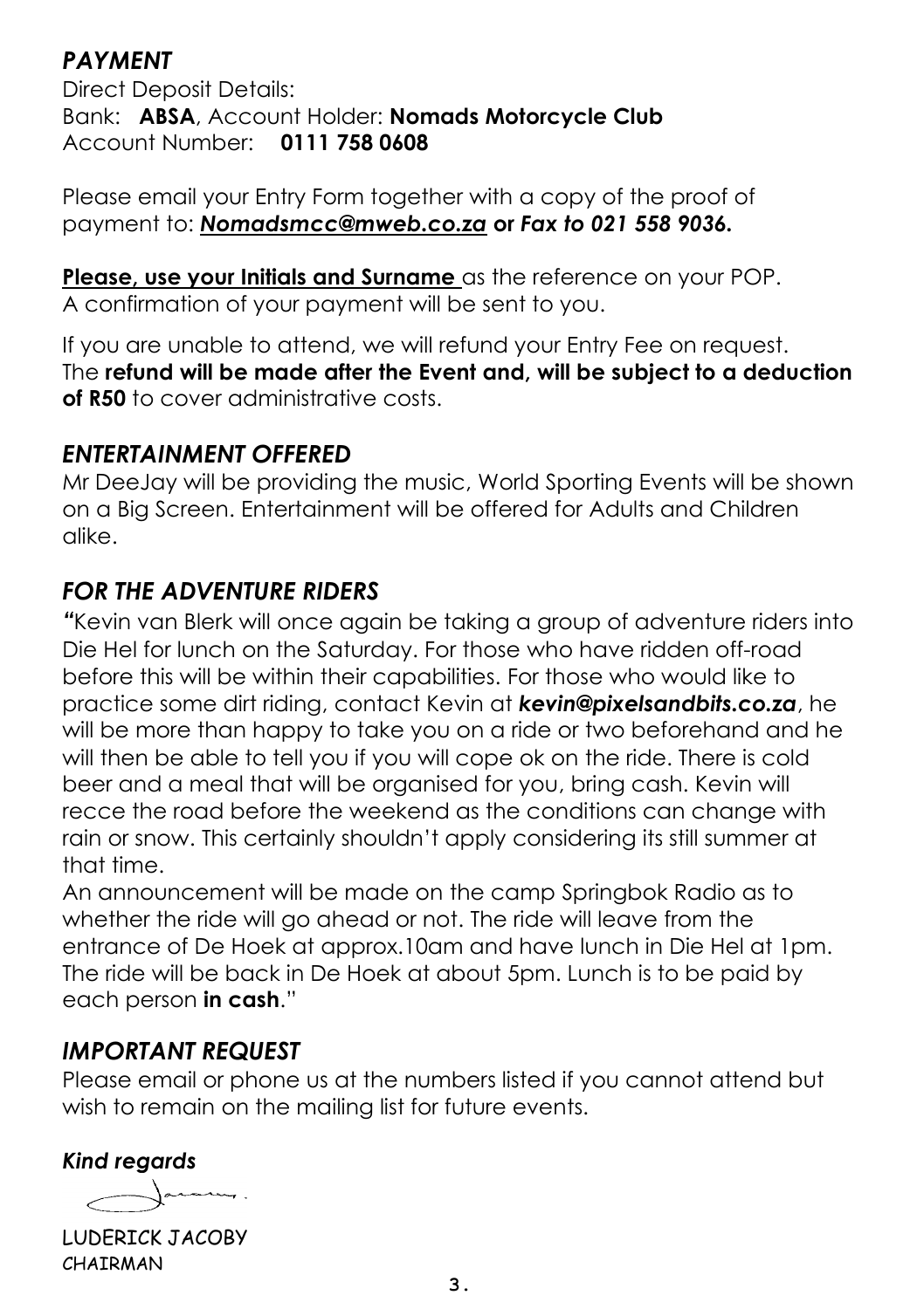## *PAYMENT*

Direct Deposit Details:
Bank: **ABSA**, Account Holder: **Nomads Motorcycle Club**
Account Number: **0111 758 0608**

Please email your Entry Form together with a copy of the proof of payment to: ***Nomadsmcc@mweb.co.za*** **or *Fax to 021 558 9036.***

**Please, use your Initials and Surname** as the reference on your POP.
A confirmation of your payment will be sent to you.

If you are unable to attend, we will refund your Entry Fee on request. The **refund will be made after the Event and, will be subject to a deduction of R50** to cover administrative costs.

## *ENTERTAINMENT OFFERED*

Mr DeeJay will be providing the music, World Sporting Events will be shown on a Big Screen. Entertainment will be offered for Adults and Children alike.

## *FOR THE ADVENTURE RIDERS*

"Kevin van Blerk will once again be taking a group of adventure riders into Die Hel for lunch on the Saturday. For those who have ridden off-road before this will be within their capabilities. For those who would like to practice some dirt riding, contact Kevin at ***kevin@pixelsandbits.co.za***, he will be more than happy to take you on a ride or two beforehand and he will then be able to tell you if you will cope ok on the ride. There is cold beer and a meal that will be organised for you, bring cash. Kevin will recce the road before the weekend as the conditions can change with rain or snow. This certainly shouldn't apply considering its still summer at that time.

An announcement will be made on the camp Springbok Radio as to whether the ride will go ahead or not. The ride will leave from the entrance of De Hoek at approx.10am and have lunch in Die Hel at 1pm. The ride will be back in De Hoek at about 5pm. Lunch is to be paid by each person **in cash**."

## *IMPORTANT REQUEST*

Please email or phone us at the numbers listed if you cannot attend but wish to remain on the mailing list for future events.

***Kind regards***

LUDERICK JACOBY
CHAIRMAN